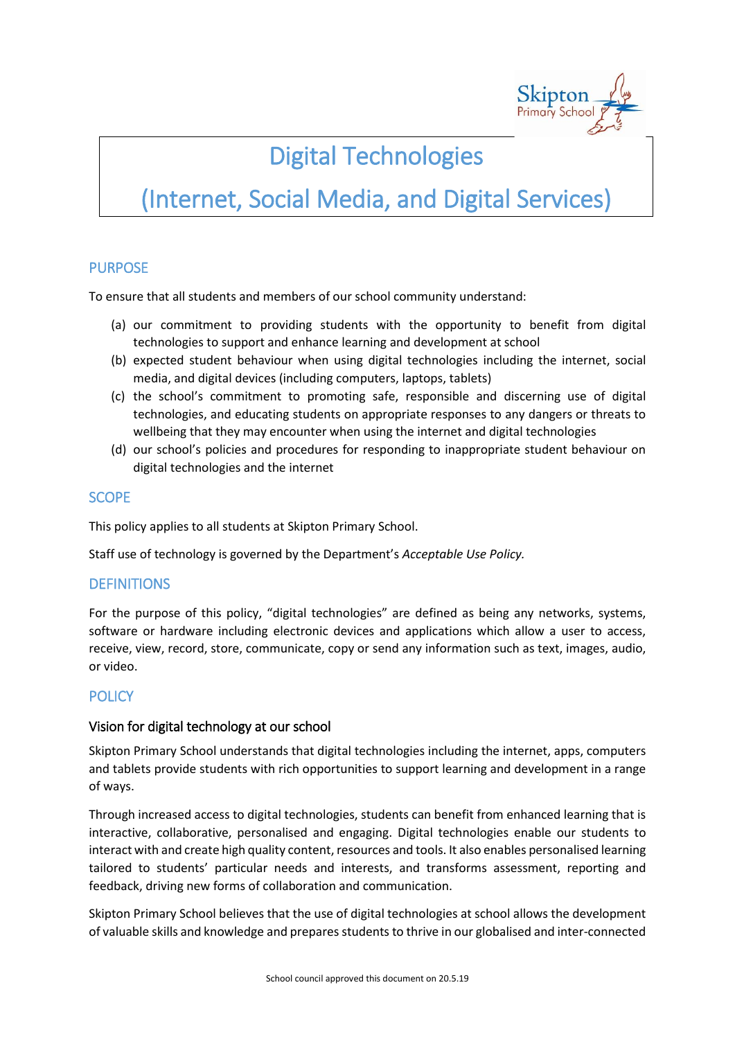# Digital Technologies

# (Internet, Social Media, and Digital Services)

## PURPOSE

To ensure that all students and members of our school community understand:

(a) our commitment to providing students with the opportunity to benefit from digital technologies to support and enhance learning and development at school

(b) expected student behaviour when using digital technologies including the internet, social media, and digital devices (including computers, laptops, tablets)

(c) the school's commitment to promoting safe, responsible and discerning use of digital technologies, and educating students on appropriate responses to any dangers or threats to wellbeing that they may encounter when using the internet and digital technologies

(d) our school's policies and procedures for responding to inappropriate student behaviour on digital technologies and the internet

## SCOPE

This policy applies to all students at Skipton Primary School.

Staff use of technology is governed by the Department's *Acceptable Use Policy.*

## DEFINITIONS

For the purpose of this policy, "digital technologies" are defined as being any networks, systems, software or hardware including electronic devices and applications which allow a user to access, receive, view, record, store, communicate, copy or send any information such as text, images, audio, or video.

## POLICY

### Vision for digital technology at our school

Skipton Primary School understands that digital technologies including the internet, apps, computers and tablets provide students with rich opportunities to support learning and development in a range of ways.

Through increased access to digital technologies, students can benefit from enhanced learning that is interactive, collaborative, personalised and engaging. Digital technologies enable our students to interact with and create high quality content, resources and tools. It also enables personalised learning tailored to students' particular needs and interests, and transforms assessment, reporting and feedback, driving new forms of collaboration and communication.

Skipton Primary School believes that the use of digital technologies at school allows the development of valuable skills and knowledge and prepares students to thrive in our globalised and inter-connected

School council approved this document on 20.5.19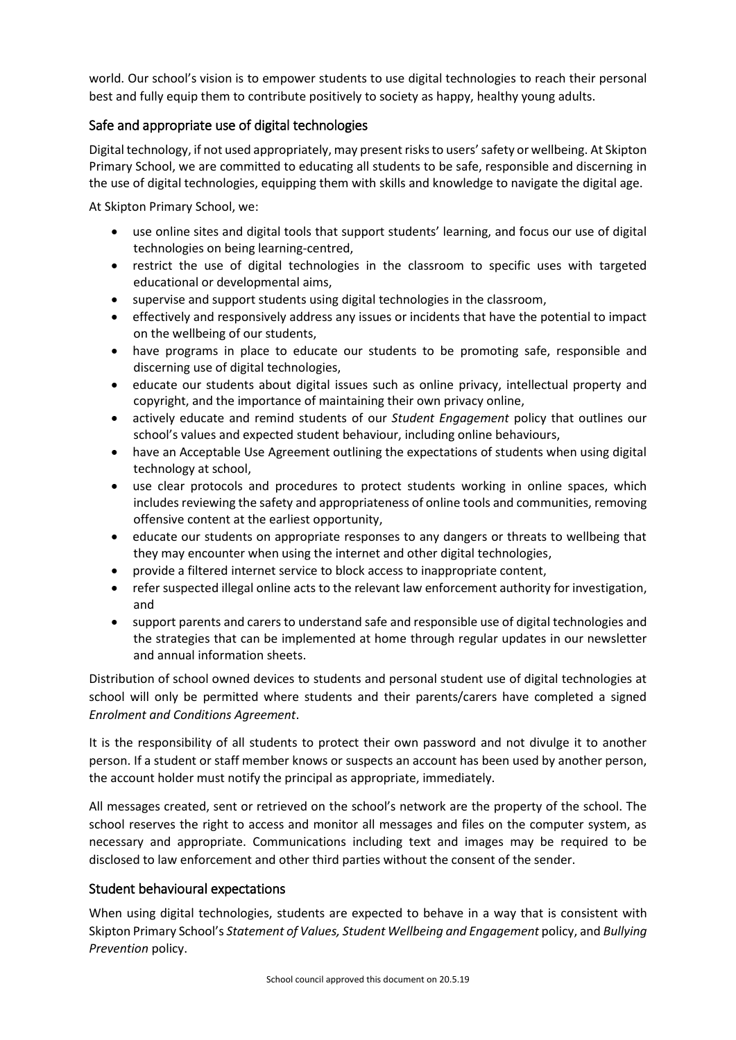world. Our school's vision is to empower students to use digital technologies to reach their personal best and fully equip them to contribute positively to society as happy, healthy young adults.

## Safe and appropriate use of digital technologies

Digital technology, if not used appropriately, may present risks to users' safety or wellbeing. At Skipton Primary School, we are committed to educating all students to be safe, responsible and discerning in the use of digital technologies, equipping them with skills and knowledge to navigate the digital age.

At Skipton Primary School, we:

- use online sites and digital tools that support students' learning, and focus our use of digital technologies on being learning-centred,
- restrict the use of digital technologies in the classroom to specific uses with targeted educational or developmental aims,
- supervise and support students using digital technologies in the classroom,
- effectively and responsively address any issues or incidents that have the potential to impact on the wellbeing of our students,
- have programs in place to educate our students to be promoting safe, responsible and discerning use of digital technologies,
- educate our students about digital issues such as online privacy, intellectual property and copyright, and the importance of maintaining their own privacy online,
- actively educate and remind students of our *Student Engagement* policy that outlines our school's values and expected student behaviour, including online behaviours,
- have an Acceptable Use Agreement outlining the expectations of students when using digital technology at school,
- use clear protocols and procedures to protect students working in online spaces, which includes reviewing the safety and appropriateness of online tools and communities, removing offensive content at the earliest opportunity,
- educate our students on appropriate responses to any dangers or threats to wellbeing that they may encounter when using the internet and other digital technologies,
- provide a filtered internet service to block access to inappropriate content,
- refer suspected illegal online acts to the relevant law enforcement authority for investigation, and
- support parents and carers to understand safe and responsible use of digital technologies and the strategies that can be implemented at home through regular updates in our newsletter and annual information sheets.

Distribution of school owned devices to students and personal student use of digital technologies at school will only be permitted where students and their parents/carers have completed a signed *Enrolment and Conditions Agreement*.

It is the responsibility of all students to protect their own password and not divulge it to another person. If a student or staff member knows or suspects an account has been used by another person, the account holder must notify the principal as appropriate, immediately.

All messages created, sent or retrieved on the school's network are the property of the school. The school reserves the right to access and monitor all messages and files on the computer system, as necessary and appropriate. Communications including text and images may be required to be disclosed to law enforcement and other third parties without the consent of the sender.

## Student behavioural expectations

When using digital technologies, students are expected to behave in a way that is consistent with Skipton Primary School's *Statement of Values, Student Wellbeing and Engagement* policy, and *Bullying Prevention* policy.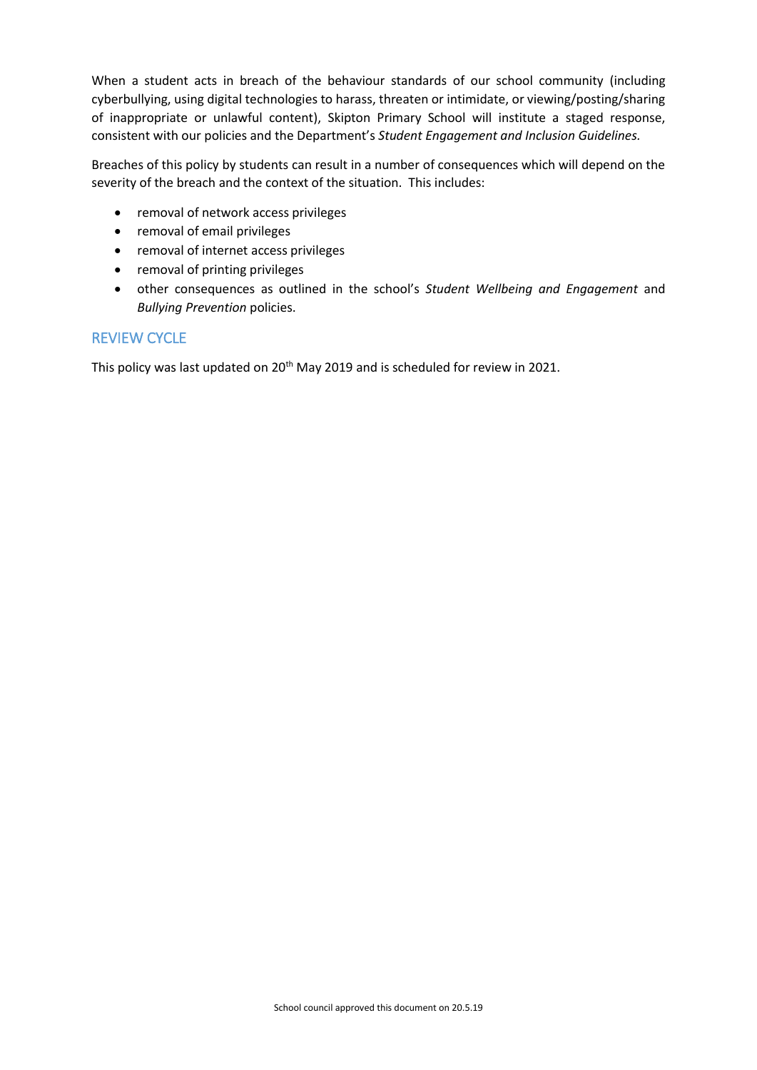When a student acts in breach of the behaviour standards of our school community (including cyberbullying, using digital technologies to harass, threaten or intimidate, or viewing/posting/sharing of inappropriate or unlawful content), Skipton Primary School will institute a staged response, consistent with our policies and the Department's *Student Engagement and Inclusion Guidelines.*

Breaches of this policy by students can result in a number of consequences which will depend on the severity of the breach and the context of the situation. This includes:

- removal of network access privileges
- removal of email privileges
- removal of internet access privileges
- removal of printing privileges
- other consequences as outlined in the school's *Student Wellbeing and Engagement* and *Bullying Prevention* policies.

## REVIEW CYCLE

This policy was last updated on 20th May 2019 and is scheduled for review in 2021.

School council approved this document on 20.5.19